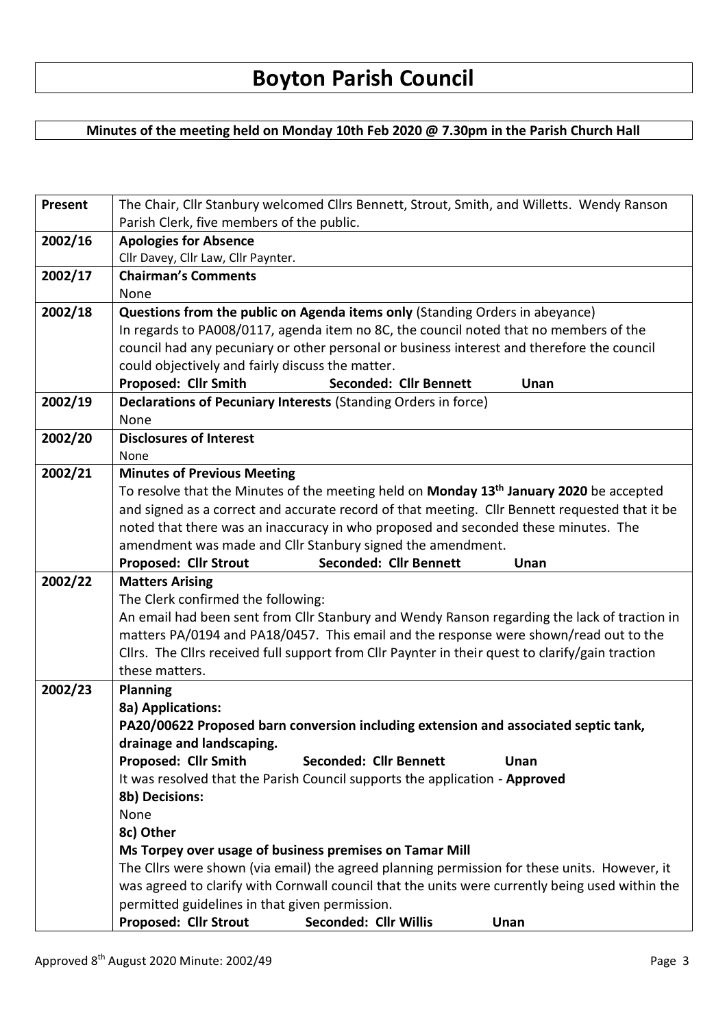# Boyton Parish Council

**Minutes of the meeting held on Monday 10th Feb 2020 @ 7.30pm in the Parish Church Hall**

| | |
|---|---|
| **Present** | The Chair, Cllr Stanbury welcomed Cllrs Bennett, Strout, Smith, and Willetts. Wendy Ranson Parish Clerk, five members of the public. |
| **2002/16** | **Apologies for Absence**<br>Cllr Davey, Cllr Law, Cllr Paynter. |
| **2002/17** | **Chairman's Comments**<br>None |
| **2002/18** | **Questions from the public on Agenda items only** (Standing Orders in abeyance)<br>In regards to PA008/0117, agenda item no 8C, the council noted that no members of the council had any pecuniary or other personal or business interest and therefore the council could objectively and fairly discuss the matter.<br>**Proposed: Cllr Smith Seconded: Cllr Bennett Unan** |
| **2002/19** | **Declarations of Pecuniary Interests** (Standing Orders in force)<br>None |
| **2002/20** | **Disclosures of Interest**<br>None |
| **2002/21** | **Minutes of Previous Meeting**<br>To resolve that the Minutes of the meeting held on **Monday 13th January 2020** be accepted and signed as a correct and accurate record of that meeting. Cllr Bennett requested that it be noted that there was an inaccuracy in who proposed and seconded these minutes. The amendment was made and Cllr Stanbury signed the amendment.<br>**Proposed: Cllr Strout Seconded: Cllr Bennett Unan** |
| **2002/22** | **Matters Arising**<br>The Clerk confirmed the following:<br>An email had been sent from Cllr Stanbury and Wendy Ranson regarding the lack of traction in matters PA/0194 and PA18/0457. This email and the response were shown/read out to the Cllrs. The Cllrs received full support from Cllr Paynter in their quest to clarify/gain traction these matters. |
| **2002/23** | **Planning**<br>**8a) Applications:**<br>**PA20/00622 Proposed barn conversion including extension and associated septic tank, drainage and landscaping.**<br>**Proposed: Cllr Smith Seconded: Cllr Bennett Unan**<br>It was resolved that the Parish Council supports the application - **Approved**<br>**8b) Decisions:**<br>None<br>**8c) Other**<br>**Ms Torpey over usage of business premises on Tamar Mill**<br>The Cllrs were shown (via email) the agreed planning permission for these units. However, it was agreed to clarify with Cornwall council that the units were currently being used within the permitted guidelines in that given permission.<br>**Proposed: Cllr Strout Seconded: Cllr Willis Unan** |

Approved 8th August 2020 Minute: 2002/49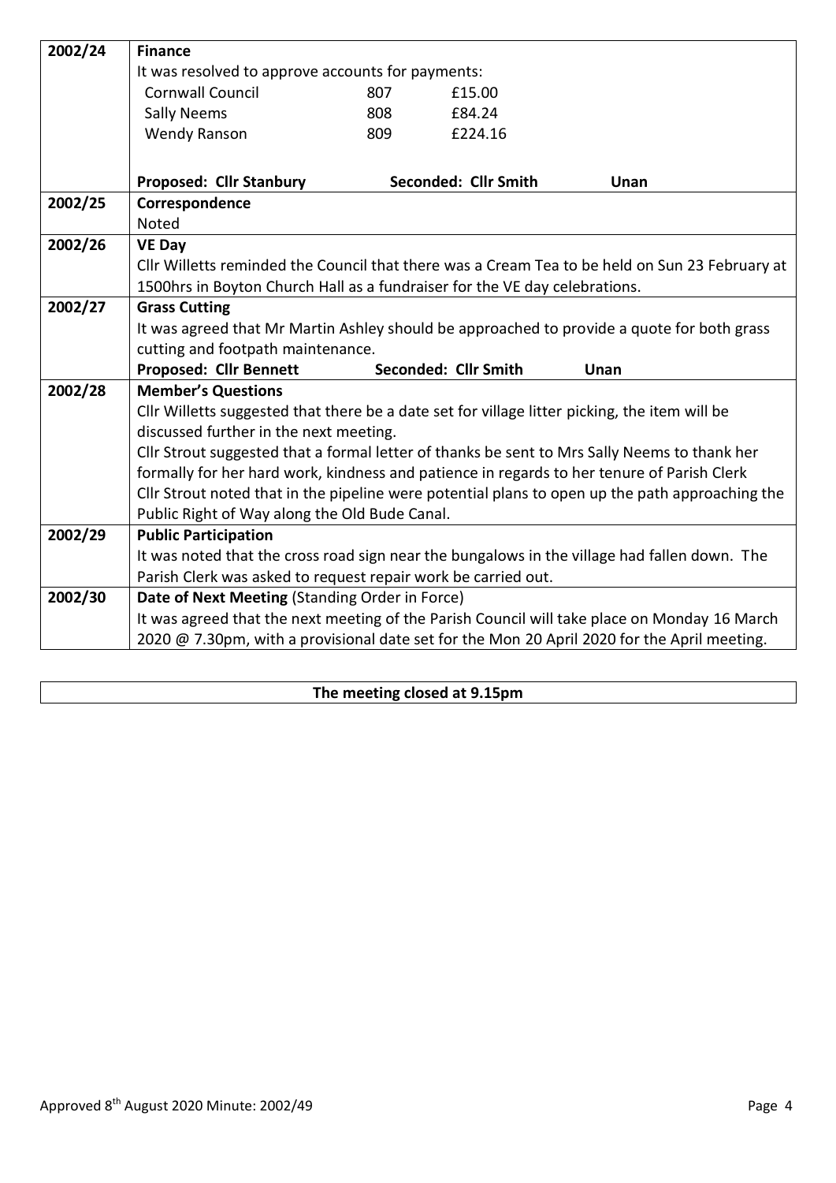| | |
|---|---|
| 2002/24 | **Finance**<br>It was resolved to approve accounts for payments:<br>Cornwall Council 807 £15.00<br>Sally Neems 808 £84.24<br>Wendy Ranson 809 £224.16<br><br>**Proposed: Cllr Stanbury Seconded: Cllr Smith Unan** |
| 2002/25 | **Correspondence**<br>Noted |
| 2002/26 | **VE Day**<br>Cllr Willetts reminded the Council that there was a Cream Tea to be held on Sun 23 February at 1500hrs in Boyton Church Hall as a fundraiser for the VE day celebrations. |
| 2002/27 | **Grass Cutting**<br>It was agreed that Mr Martin Ashley should be approached to provide a quote for both grass cutting and footpath maintenance.<br>**Proposed: Cllr Bennett Seconded: Cllr Smith Unan** |
| 2002/28 | **Member's Questions**<br>Cllr Willetts suggested that there be a date set for village litter picking, the item will be discussed further in the next meeting.<br>Cllr Strout suggested that a formal letter of thanks be sent to Mrs Sally Neems to thank her formally for her hard work, kindness and patience in regards to her tenure of Parish Clerk<br>Cllr Strout noted that in the pipeline were potential plans to open up the path approaching the Public Right of Way along the Old Bude Canal. |
| 2002/29 | **Public Participation**<br>It was noted that the cross road sign near the bungalows in the village had fallen down. The Parish Clerk was asked to request repair work be carried out. |
| 2002/30 | **Date of Next Meeting** (Standing Order in Force)<br>It was agreed that the next meeting of the Parish Council will take place on Monday 16 March 2020 @ 7.30pm, with a provisional date set for the Mon 20 April 2020 for the April meeting. |

**The meeting closed at 9.15pm**

Approved 8th August 2020 Minute: 2002/49